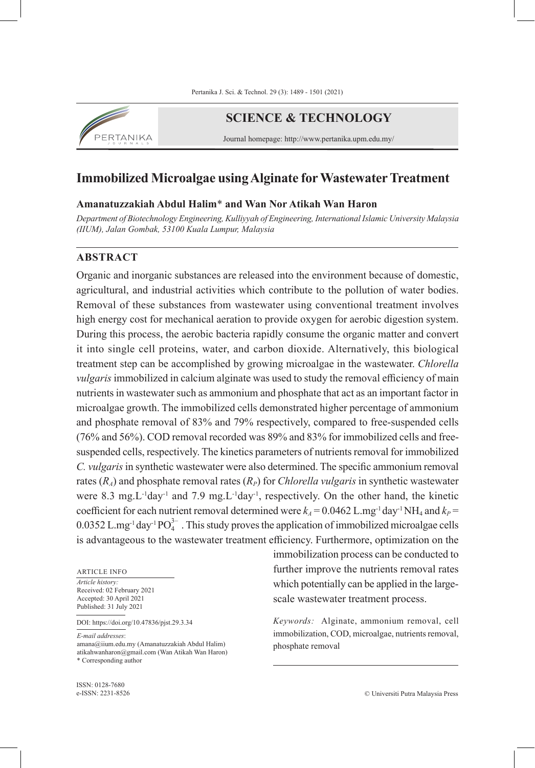# Immobilized Microalgae using Alginate for Wastewater Treatment

**Amanatuzzakiah Abdul Halim\* and Wan Nor Atikah Wan Haron**

*Department of Biotechnology Engineering, Kulliyyah of Engineering, International Islamic University Malaysia (IIUM), Jalan Gombak, 53100 Kuala Lumpur, Malaysia*

## ABSTRACT

Organic and inorganic substances are released into the environment because of domestic, agricultural, and industrial activities which contribute to the pollution of water bodies. Removal of these substances from wastewater using conventional treatment involves high energy cost for mechanical aeration to provide oxygen for aerobic digestion system. During this process, the aerobic bacteria rapidly consume the organic matter and convert it into single cell proteins, water, and carbon dioxide. Alternatively, this biological treatment step can be accomplished by growing microalgae in the wastewater. *Chlorella vulgaris* immobilized in calcium alginate was used to study the removal efficiency of main nutrients in wastewater such as ammonium and phosphate that act as an important factor in microalgae growth. The immobilized cells demonstrated higher percentage of ammonium and phosphate removal of 83% and 79% respectively, compared to free-suspended cells (76% and 56%). COD removal recorded was 89% and 83% for immobilized cells and free-suspended cells, respectively. The kinetics parameters of nutrients removal for immobilized *C. vulgaris* in synthetic wastewater were also determined. The specific ammonium removal rates ($R_A$) and phosphate removal rates ($R_P$) for *Chlorella vulgaris* in synthetic wastewater were 8.3 $mg.L^{-1}day^{-1}$ and 7.9 $mg.L^{-1}day^{-1}$, respectively. On the other hand, the kinetic coefficient for each nutrient removal determined were $k_A = 0.0462$ $L.mg^{-1}\,day^{-1}\,NH_4$ and $k_P = 0.0352$ $L.mg^{-1}\,day^{-1}\,PO_4^{3-}$. This study proves the application of immobilized microalgae cells is advantageous to the wastewater treatment efficiency. Furthermore, optimization on the immobilization process can be conducted to further improve the nutrients removal rates which potentially can be applied in the large-scale wastewater treatment process.

*Keywords:* Alginate, ammonium removal, cell immobilization, COD, microalgae, nutrients removal, phosphate removal

ARTICLE INFO

*Article history:*
Received: 02 February 2021
Accepted: 30 April 2021
Published: 31 July 2021

DOI: https://doi.org/10.47836/pjst.29.3.34

*E-mail addresses*:
amana@iium.edu.my (Amanatuzzakiah Abdul Halim)
atikahwanharon@gmail.com (Wan Atikah Wan Haron)
\* Corresponding author

ISSN: 0128-7680
e-ISSN: 2231-8526

© Universiti Putra Malaysia Press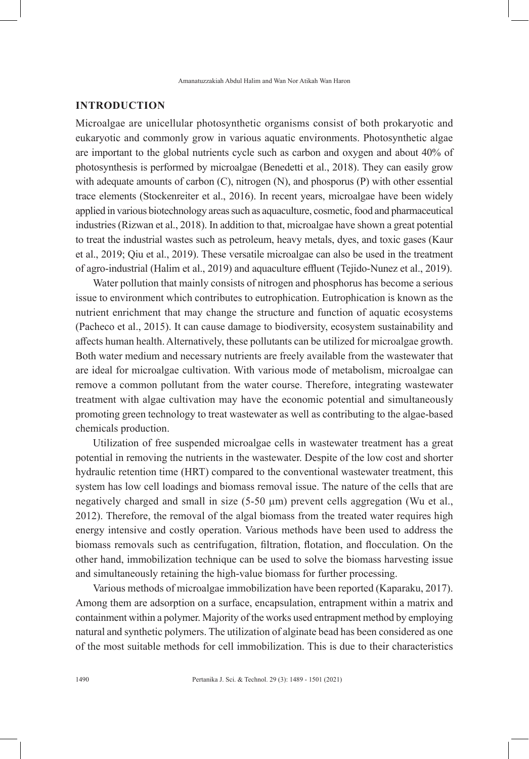## INTRODUCTION

Microalgae are unicellular photosynthetic organisms consist of both prokaryotic and eukaryotic and commonly grow in various aquatic environments. Photosynthetic algae are important to the global nutrients cycle such as carbon and oxygen and about 40% of photosynthesis is performed by microalgae (Benedetti et al., 2018). They can easily grow with adequate amounts of carbon (C), nitrogen (N), and phosporus (P) with other essential trace elements (Stockenreiter et al., 2016). In recent years, microalgae have been widely applied in various biotechnology areas such as aquaculture, cosmetic, food and pharmaceutical industries (Rizwan et al., 2018). In addition to that, microalgae have shown a great potential to treat the industrial wastes such as petroleum, heavy metals, dyes, and toxic gases (Kaur et al., 2019; Qiu et al., 2019). These versatile microalgae can also be used in the treatment of agro-industrial (Halim et al., 2019) and aquaculture effluent (Tejido-Nunez et al., 2019).

Water pollution that mainly consists of nitrogen and phosphorus has become a serious issue to environment which contributes to eutrophication. Eutrophication is known as the nutrient enrichment that may change the structure and function of aquatic ecosystems (Pacheco et al., 2015). It can cause damage to biodiversity, ecosystem sustainability and affects human health. Alternatively, these pollutants can be utilized for microalgae growth. Both water medium and necessary nutrients are freely available from the wastewater that are ideal for microalgae cultivation. With various mode of metabolism, microalgae can remove a common pollutant from the water course. Therefore, integrating wastewater treatment with algae cultivation may have the economic potential and simultaneously promoting green technology to treat wastewater as well as contributing to the algae-based chemicals production.

Utilization of free suspended microalgae cells in wastewater treatment has a great potential in removing the nutrients in the wastewater. Despite of the low cost and shorter hydraulic retention time (HRT) compared to the conventional wastewater treatment, this system has low cell loadings and biomass removal issue. The nature of the cells that are negatively charged and small in size (5-50 μm) prevent cells aggregation (Wu et al., 2012). Therefore, the removal of the algal biomass from the treated water requires high energy intensive and costly operation. Various methods have been used to address the biomass removals such as centrifugation, filtration, flotation, and flocculation. On the other hand, immobilization technique can be used to solve the biomass harvesting issue and simultaneously retaining the high-value biomass for further processing.

Various methods of microalgae immobilization have been reported (Kaparaku, 2017). Among them are adsorption on a surface, encapsulation, entrapment within a matrix and containment within a polymer. Majority of the works used entrapment method by employing natural and synthetic polymers. The utilization of alginate bead has been considered as one of the most suitable methods for cell immobilization. This is due to their characteristics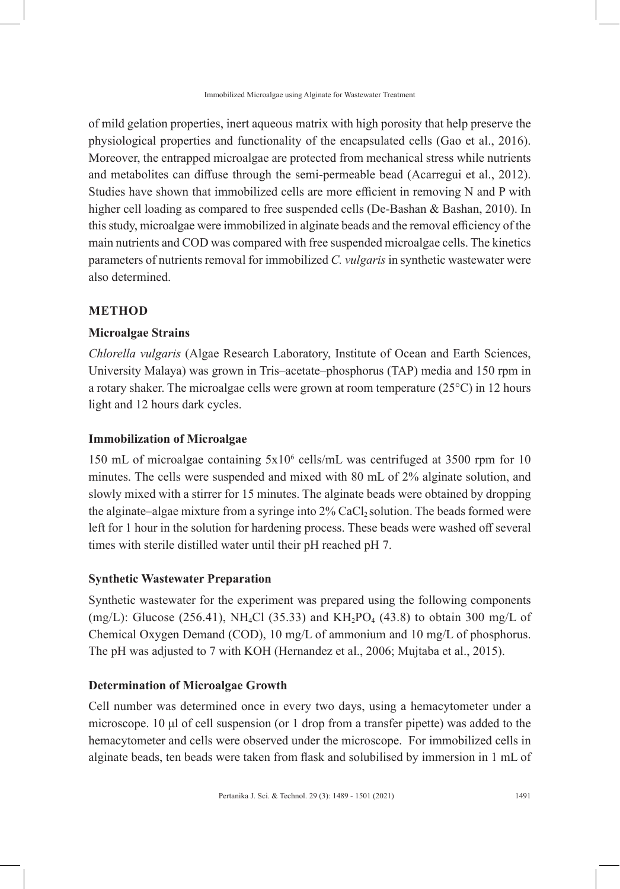of mild gelation properties, inert aqueous matrix with high porosity that help preserve the physiological properties and functionality of the encapsulated cells (Gao et al., 2016). Moreover, the entrapped microalgae are protected from mechanical stress while nutrients and metabolites can diffuse through the semi-permeable bead (Acarregui et al., 2012). Studies have shown that immobilized cells are more efficient in removing N and P with higher cell loading as compared to free suspended cells (De-Bashan & Bashan, 2010). In this study, microalgae were immobilized in alginate beads and the removal efficiency of the main nutrients and COD was compared with free suspended microalgae cells. The kinetics parameters of nutrients removal for immobilized *C. vulgaris* in synthetic wastewater were also determined.

## METHOD

### Microalgae Strains

*Chlorella vulgaris* (Algae Research Laboratory, Institute of Ocean and Earth Sciences, University Malaya) was grown in Tris–acetate–phosphorus (TAP) media and 150 rpm in a rotary shaker. The microalgae cells were grown at room temperature (25°C) in 12 hours light and 12 hours dark cycles.

### Immobilization of Microalgae

150 mL of microalgae containing $5x10^6$ cells/mL was centrifuged at 3500 rpm for 10 minutes. The cells were suspended and mixed with 80 mL of 2% alginate solution, and slowly mixed with a stirrer for 15 minutes. The alginate beads were obtained by dropping the alginate–algae mixture from a syringe into 2% $CaCl_2$ solution. The beads formed were left for 1 hour in the solution for hardening process. These beads were washed off several times with sterile distilled water until their pH reached pH 7.

### Synthetic Wastewater Preparation

Synthetic wastewater for the experiment was prepared using the following components (mg/L): Glucose (256.41), $NH_4Cl$ (35.33) and $KH_2PO_4$ (43.8) to obtain 300 mg/L of Chemical Oxygen Demand (COD), 10 mg/L of ammonium and 10 mg/L of phosphorus. The pH was adjusted to 7 with KOH (Hernandez et al., 2006; Mujtaba et al., 2015).

### Determination of Microalgae Growth

Cell number was determined once in every two days, using a hemacytometer under a microscope. 10 µl of cell suspension (or 1 drop from a transfer pipette) was added to the hemacytometer and cells were observed under the microscope. For immobilized cells in alginate beads, ten beads were taken from flask and solubilised by immersion in 1 mL of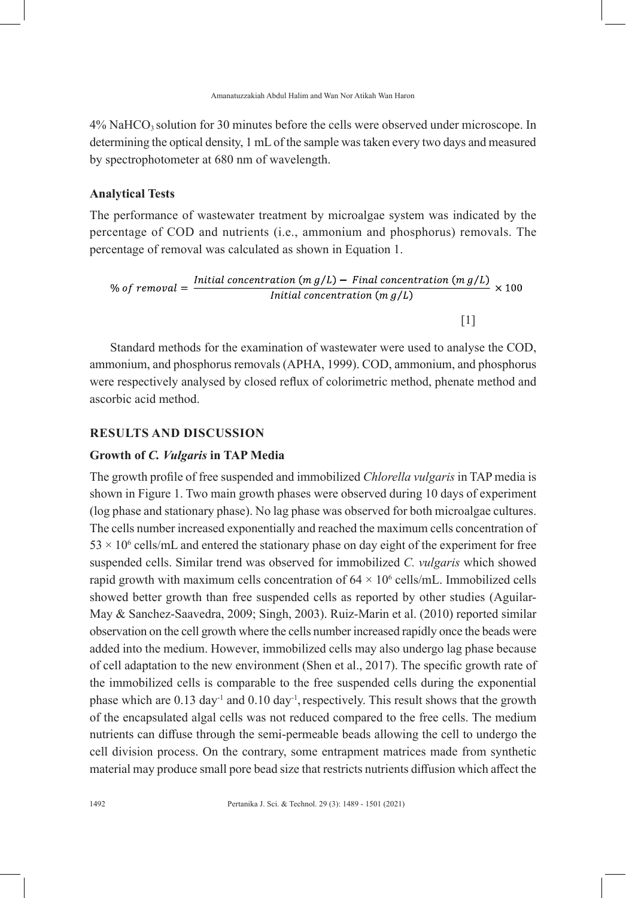4% $NaHCO_3$ solution for 30 minutes before the cells were observed under microscope. In determining the optical density, 1 mL of the sample was taken every two days and measured by spectrophotometer at 680 nm of wavelength.

### Analytical Tests

The performance of wastewater treatment by microalgae system was indicated by the percentage of COD and nutrients (i.e., ammonium and phosphorus) removals. The percentage of removal was calculated as shown in Equation 1.

$$\%\ of\ removal = \frac{Initial\ concentration\ (mg/L) - Final\ concentration\ (mg/L)}{Initial\ concentration\ (mg/L)} \times 100 \quad [1]$$

Standard methods for the examination of wastewater were used to analyse the COD, ammonium, and phosphorus removals (APHA, 1999). COD, ammonium, and phosphorus were respectively analysed by closed reflux of colorimetric method, phenate method and ascorbic acid method.

## RESULTS AND DISCUSSION

### Growth of *C. Vulgaris* in TAP Media

The growth profile of free suspended and immobilized *Chlorella vulgaris* in TAP media is shown in Figure 1. Two main growth phases were observed during 10 days of experiment (log phase and stationary phase). No lag phase was observed for both microalgae cultures. The cells number increased exponentially and reached the maximum cells concentration of $53 \times 10^6$ cells/mL and entered the stationary phase on day eight of the experiment for free suspended cells. Similar trend was observed for immobilized *C. vulgaris* which showed rapid growth with maximum cells concentration of $64 \times 10^6$ cells/mL. Immobilized cells showed better growth than free suspended cells as reported by other studies (Aguilar-May & Sanchez-Saavedra, 2009; Singh, 2003). Ruiz-Marin et al. (2010) reported similar observation on the cell growth where the cells number increased rapidly once the beads were added into the medium. However, immobilized cells may also undergo lag phase because of cell adaptation to the new environment (Shen et al., 2017). The specific growth rate of the immobilized cells is comparable to the free suspended cells during the exponential phase which are 0.13 $day^{-1}$ and 0.10 $day^{-1}$, respectively. This result shows that the growth of the encapsulated algal cells was not reduced compared to the free cells. The medium nutrients can diffuse through the semi-permeable beads allowing the cell to undergo the cell division process. On the contrary, some entrapment matrices made from synthetic material may produce small pore bead size that restricts nutrients diffusion which affect the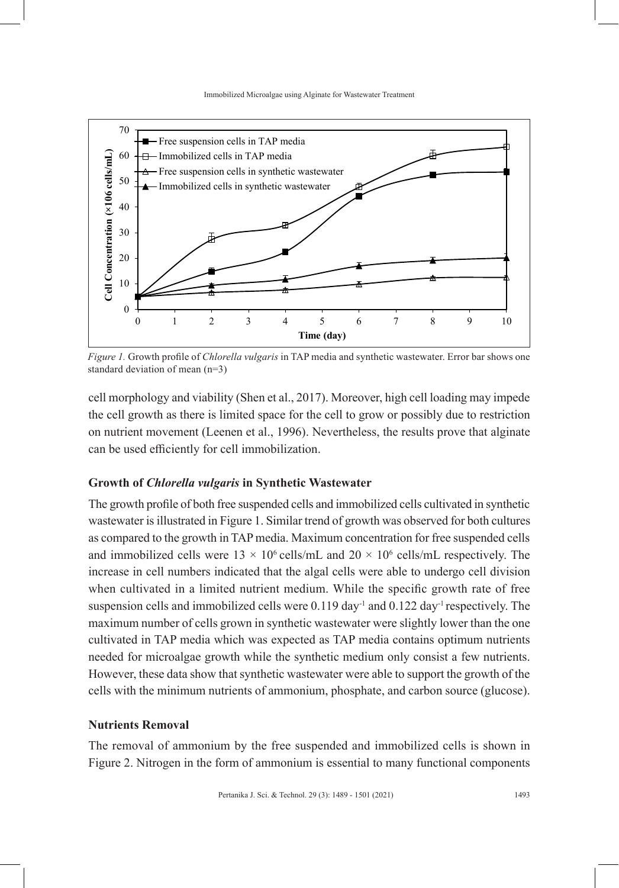*Figure 1.* Growth profile of *Chlorella vulgaris* in TAP media and synthetic wastewater. Error bar shows one standard deviation of mean (n=3)

cell morphology and viability (Shen et al., 2017). Moreover, high cell loading may impede the cell growth as there is limited space for the cell to grow or possibly due to restriction on nutrient movement (Leenen et al., 1996). Nevertheless, the results prove that alginate can be used efficiently for cell immobilization.

### Growth of *Chlorella vulgaris* in Synthetic Wastewater

The growth profile of both free suspended cells and immobilized cells cultivated in synthetic wastewater is illustrated in Figure 1. Similar trend of growth was observed for both cultures as compared to the growth in TAP media. Maximum concentration for free suspended cells and immobilized cells were $13 \times 10^6$ cells/mL and $20 \times 10^6$ cells/mL respectively. The increase in cell numbers indicated that the algal cells were able to undergo cell division when cultivated in a limited nutrient medium. While the specific growth rate of free suspension cells and immobilized cells were 0.119 $day^{-1}$ and 0.122 $day^{-1}$ respectively. The maximum number of cells grown in synthetic wastewater were slightly lower than the one cultivated in TAP media which was expected as TAP media contains optimum nutrients needed for microalgae growth while the synthetic medium only consist a few nutrients. However, these data show that synthetic wastewater were able to support the growth of the cells with the minimum nutrients of ammonium, phosphate, and carbon source (glucose).

### Nutrients Removal

The removal of ammonium by the free suspended and immobilized cells is shown in Figure 2. Nitrogen in the form of ammonium is essential to many functional components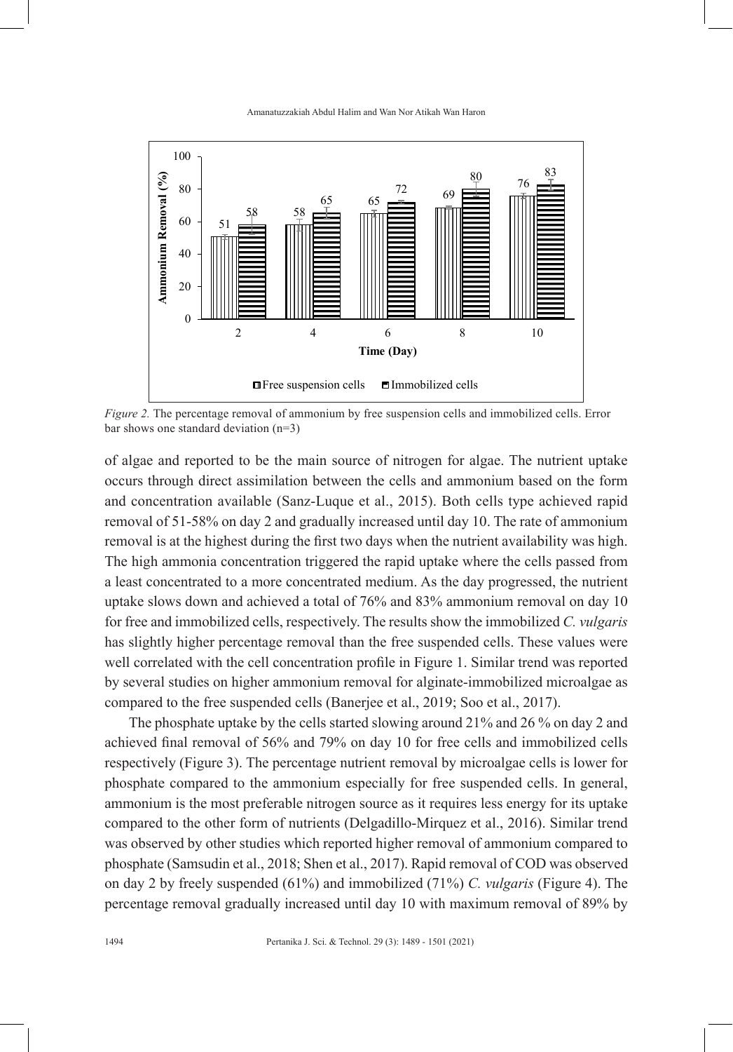*Figure 2.* The percentage removal of ammonium by free suspension cells and immobilized cells. Error bar shows one standard deviation (n=3)

of algae and reported to be the main source of nitrogen for algae. The nutrient uptake occurs through direct assimilation between the cells and ammonium based on the form and concentration available (Sanz-Luque et al., 2015). Both cells type achieved rapid removal of 51-58% on day 2 and gradually increased until day 10. The rate of ammonium removal is at the highest during the first two days when the nutrient availability was high. The high ammonia concentration triggered the rapid uptake where the cells passed from a least concentrated to a more concentrated medium. As the day progressed, the nutrient uptake slows down and achieved a total of 76% and 83% ammonium removal on day 10 for free and immobilized cells, respectively. The results show the immobilized *C. vulgaris* has slightly higher percentage removal than the free suspended cells. These values were well correlated with the cell concentration profile in Figure 1. Similar trend was reported by several studies on higher ammonium removal for alginate-immobilized microalgae as compared to the free suspended cells (Banerjee et al., 2019; Soo et al., 2017).

The phosphate uptake by the cells started slowing around 21% and 26 % on day 2 and achieved final removal of 56% and 79% on day 10 for free cells and immobilized cells respectively (Figure 3). The percentage nutrient removal by microalgae cells is lower for phosphate compared to the ammonium especially for free suspended cells. In general, ammonium is the most preferable nitrogen source as it requires less energy for its uptake compared to the other form of nutrients (Delgadillo-Mirquez et al., 2016). Similar trend was observed by other studies which reported higher removal of ammonium compared to phosphate (Samsudin et al., 2018; Shen et al., 2017). Rapid removal of COD was observed on day 2 by freely suspended (61%) and immobilized (71%) *C. vulgaris* (Figure 4). The percentage removal gradually increased until day 10 with maximum removal of 89% by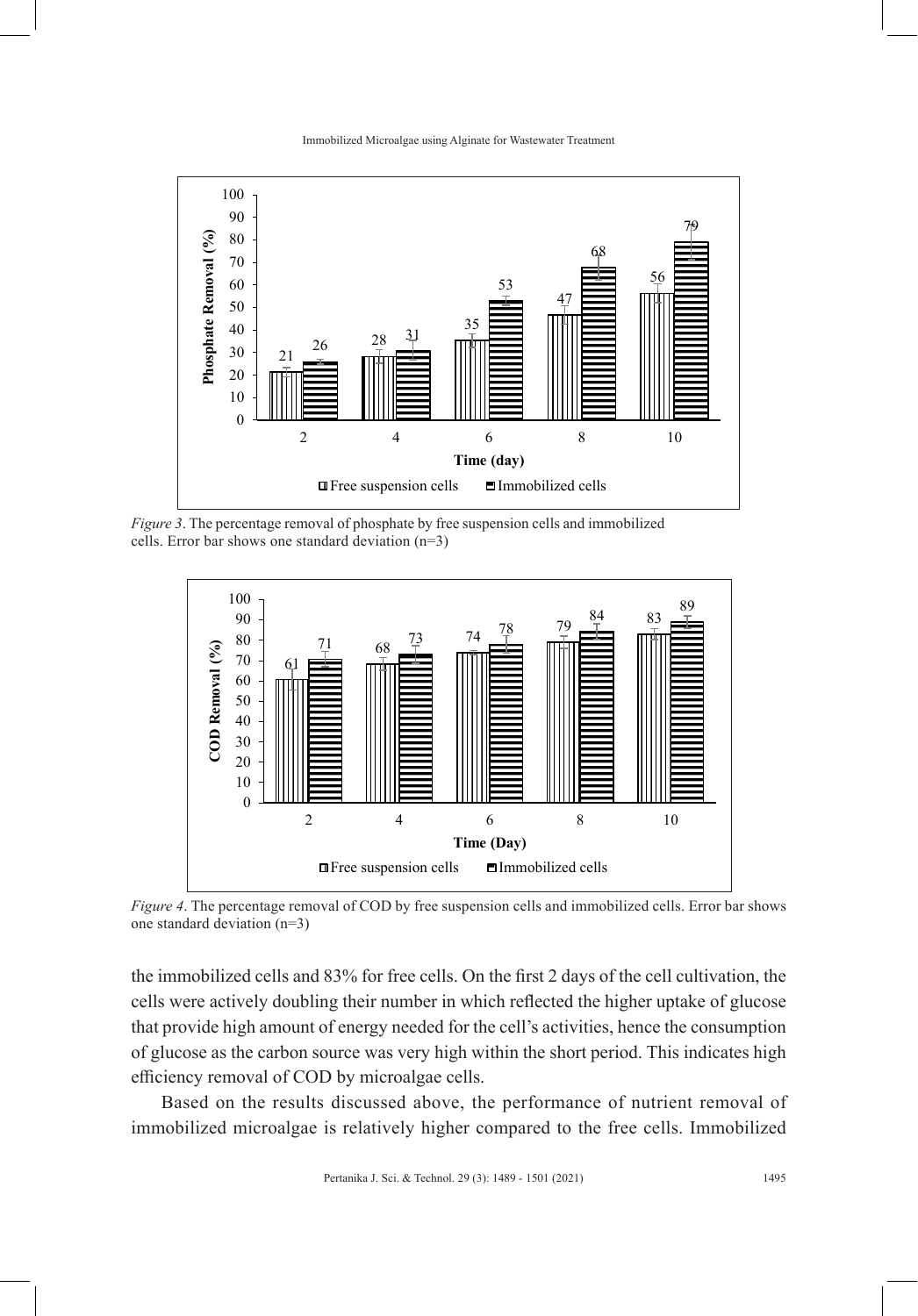*Figure 3*. The percentage removal of phosphate by free suspension cells and immobilized cells. Error bar shows one standard deviation (n=3)

*Figure 4*. The percentage removal of COD by free suspension cells and immobilized cells. Error bar shows one standard deviation (n=3)

the immobilized cells and 83% for free cells. On the first 2 days of the cell cultivation, the cells were actively doubling their number in which reflected the higher uptake of glucose that provide high amount of energy needed for the cell's activities, hence the consumption of glucose as the carbon source was very high within the short period. This indicates high efficiency removal of COD by microalgae cells.

Based on the results discussed above, the performance of nutrient removal of immobilized microalgae is relatively higher compared to the free cells. Immobilized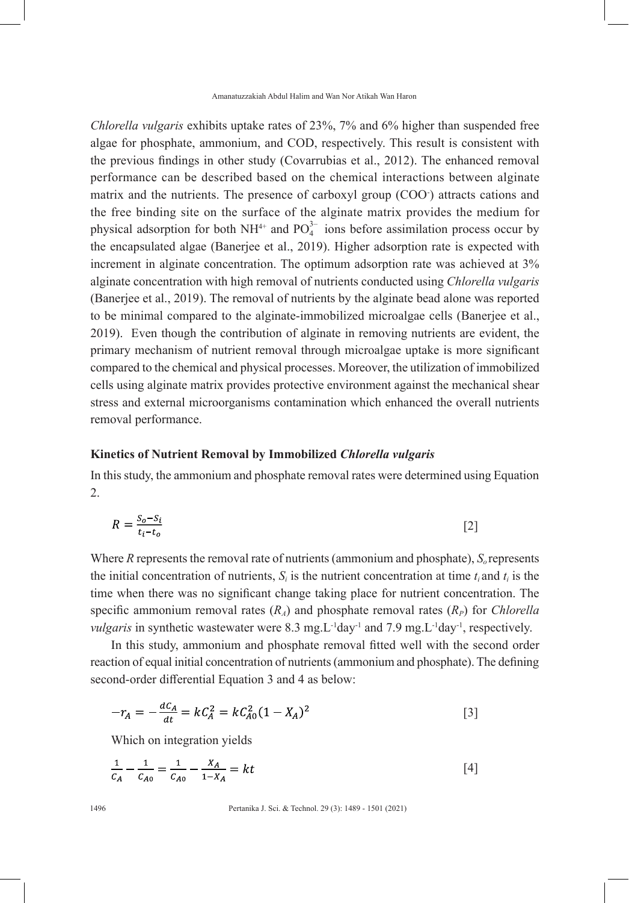*Chlorella vulgaris* exhibits uptake rates of 23%, 7% and 6% higher than suspended free algae for phosphate, ammonium, and COD, respectively. This result is consistent with the previous findings in other study (Covarrubias et al., 2012). The enhanced removal performance can be described based on the chemical interactions between alginate matrix and the nutrients. The presence of carboxyl group ($COO^-$) attracts cations and the free binding site on the surface of the alginate matrix provides the medium for physical adsorption for both $NH^{4+}$ and $PO_4^{3-}$ ions before assimilation process occur by the encapsulated algae (Banerjee et al., 2019). Higher adsorption rate is expected with increment in alginate concentration. The optimum adsorption rate was achieved at 3% alginate concentration with high removal of nutrients conducted using *Chlorella vulgaris* (Banerjee et al., 2019). The removal of nutrients by the alginate bead alone was reported to be minimal compared to the alginate-immobilized microalgae cells (Banerjee et al., 2019). Even though the contribution of alginate in removing nutrients are evident, the primary mechanism of nutrient removal through microalgae uptake is more significant compared to the chemical and physical processes. Moreover, the utilization of immobilized cells using alginate matrix provides protective environment against the mechanical shear stress and external microorganisms contamination which enhanced the overall nutrients removal performance.

### Kinetics of Nutrient Removal by Immobilized *Chlorella vulgaris*

In this study, the ammonium and phosphate removal rates were determined using Equation 2.

$$R = \frac{S_o - S_i}{t_i - t_o} \quad [2]$$

Where $R$ represents the removal rate of nutrients (ammonium and phosphate), $S_o$ represents the initial concentration of nutrients, $S_i$ is the nutrient concentration at time $t_i$ and $t_i$ is the time when there was no significant change taking place for nutrient concentration. The specific ammonium removal rates ($R_A$) and phosphate removal rates ($R_P$) for *Chlorella vulgaris* in synthetic wastewater were 8.3 mg.L$^{-1}$day$^{-1}$ and 7.9 mg.L$^{-1}$day$^{-1}$, respectively.

In this study, ammonium and phosphate removal fitted well with the second order reaction of equal initial concentration of nutrients (ammonium and phosphate). The defining second-order differential Equation 3 and 4 as below:

$$-r_A = -\frac{dC_A}{dt} = kC_A^2 = kC_{A0}^2(1 - X_A)^2 \quad [3]$$

Which on integration yields

$$\frac{1}{C_A} - \frac{1}{C_{A0}} = \frac{1}{C_{A0}} - \frac{X_A}{1 - X_A} = kt \quad [4]$$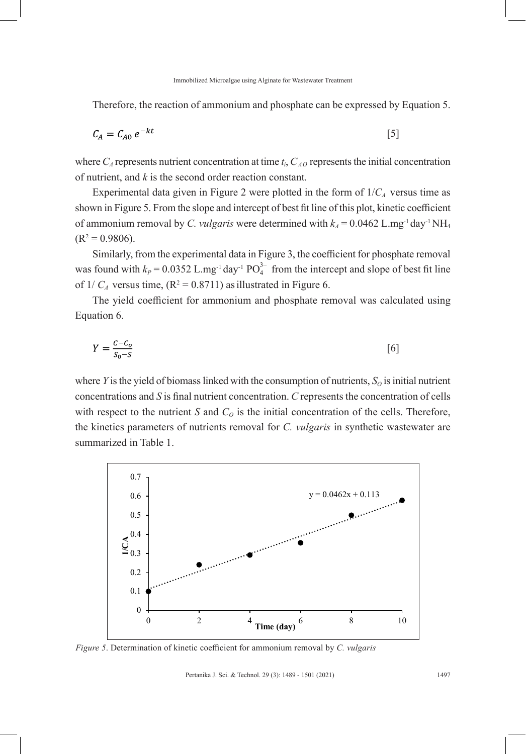Therefore, the reaction of ammonium and phosphate can be expressed by Equation 5.

$$C_A = C_{A0}\, e^{-kt} \quad [5]$$

where $C_A$ represents nutrient concentration at time $t_i$, $C_{AO}$ represents the initial concentration of nutrient, and $k$ is the second order reaction constant.

Experimental data given in Figure 2 were plotted in the form of $1/C_A$ versus time as shown in Figure 5. From the slope and intercept of best fit line of this plot, kinetic coefficient of ammonium removal by *C. vulgaris* were determined with $k_A = 0.0462$ $L.mg^{-1} day^{-1} NH_4$ ($R^2 = 0.9806$).

Similarly, from the experimental data in Figure 3, the coefficient for phosphate removal was found with $k_P = 0.0352$ $L.mg^{-1} day^{-1} PO_4^{3-}$ from the intercept and slope of best fit line of $1/C_A$ versus time, ($R^2 = 0.8711$) as illustrated in Figure 6.

The yield coefficient for ammonium and phosphate removal was calculated using Equation 6.

$$Y = \frac{C - C_o}{S_0 - S} \quad [6]$$

where $Y$ is the yield of biomass linked with the consumption of nutrients, $S_O$ is initial nutrient concentrations and $S$ is final nutrient concentration. $C$ represents the concentration of cells with respect to the nutrient $S$ and $C_O$ is the initial concentration of the cells. Therefore, the kinetics parameters of nutrients removal for *C. vulgaris* in synthetic wastewater are summarized in Table 1.

*Figure 5*. Determination of kinetic coefficient for ammonium removal by *C. vulgaris*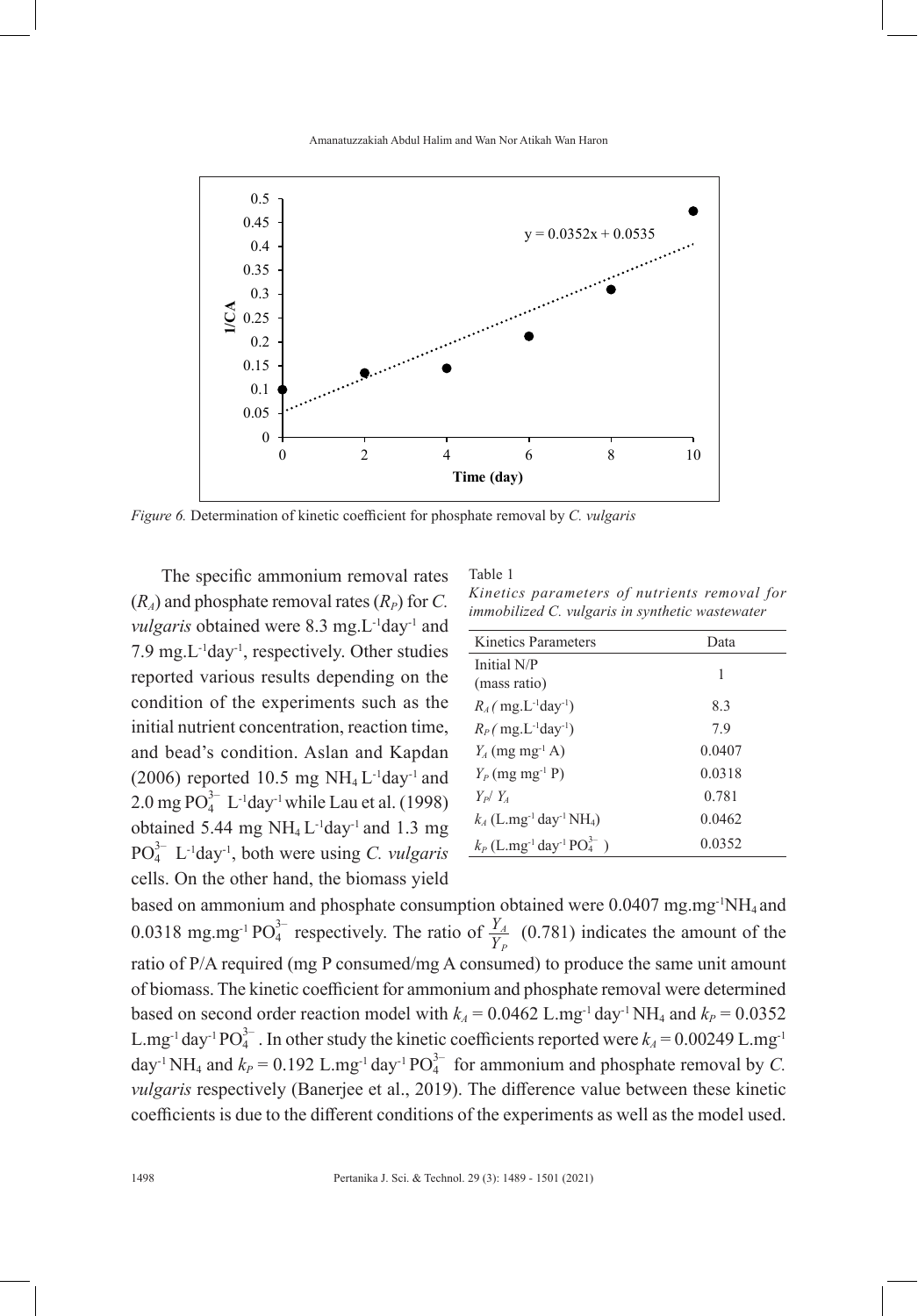*Figure 6.* Determination of kinetic coefficient for phosphate removal by *C. vulgaris*

The specific ammonium removal rates ($R_A$) and phosphate removal rates ($R_P$) for *C. vulgaris* obtained were 8.3 $mg.L^{-1}day^{-1}$ and 7.9 $mg.L^{-1}day^{-1}$, respectively. Other studies reported various results depending on the condition of the experiments such as the initial nutrient concentration, reaction time, and bead's condition. Aslan and Kapdan (2006) reported 10.5 mg $NH_4$ $L^{-1}day^{-1}$ and 2.0 mg $PO_4^{3-}$ $L^{-1}day^{-1}$ while Lau et al. (1998) obtained 5.44 mg $NH_4$ $L^{-1}day^{-1}$ and 1.3 mg $PO_4^{3-}$ $L^{-1}day^{-1}$, both were using *C. vulgaris* cells. On the other hand, the biomass yield based on ammonium and phosphate consumption obtained were 0.0407 $mg.mg^{-1}NH_4$ and 0.0318 $mg.mg^{-1}$ $PO_4^{3-}$ respectively. The ratio of $\frac{Y_A}{Y_P}$ (0.781) indicates the amount of the ratio of P/A required (mg P consumed/mg A consumed) to produce the same unit amount of biomass. The kinetic coefficient for ammonium and phosphate removal were determined based on second order reaction model with $k_A$ = 0.0462 $L.mg^{-1}$ $day^{-1}$ $NH_4$ and $k_P$ = 0.0352 $L.mg^{-1}$ $day^{-1}$ $PO_4^{3-}$. In other study the kinetic coefficients reported were $k_A$ = 0.00249 $L.mg^{-1}$ $day^{-1}$ $NH_4$ and $k_P$ = 0.192 $L.mg^{-1}$ $day^{-1}$ $PO_4^{3-}$ for ammonium and phosphate removal by *C. vulgaris* respectively (Banerjee et al., 2019). The difference value between these kinetic coefficients is due to the different conditions of the experiments as well as the model used.

Table 1
*Kinetics parameters of nutrients removal for immobilized C. vulgaris in synthetic wastewater*

| Kinetics Parameters | Data |
|---|---|
| Initial N/P (mass ratio) | 1 |
| $R_A$ ( $mg.L^{-1}day^{-1}$) | 8.3 |
| $R_P$ ( $mg.L^{-1}day^{-1}$) | 7.9 |
| $Y_A$ ($mg\ mg^{-1}$ A) | 0.0407 |
| $Y_P$ ($mg\ mg^{-1}$ P) | 0.0318 |
| $Y_P/ Y_A$ | 0.781 |
| $k_A$ ($L.mg^{-1}$ $day^{-1}$ $NH_4$) | 0.0462 |
| $k_P$ ($L.mg^{-1}$ $day^{-1}$ $PO_4^{3-}$ ) | 0.0352 |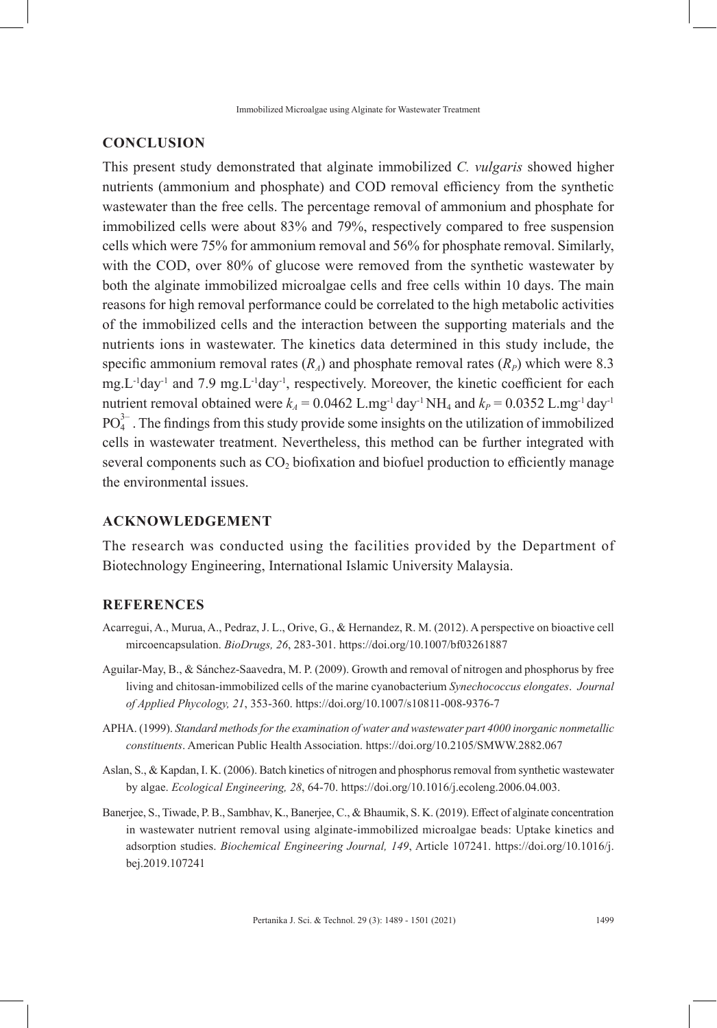## CONCLUSION

This present study demonstrated that alginate immobilized *C. vulgaris* showed higher nutrients (ammonium and phosphate) and COD removal efficiency from the synthetic wastewater than the free cells. The percentage removal of ammonium and phosphate for immobilized cells were about 83% and 79%, respectively compared to free suspension cells which were 75% for ammonium removal and 56% for phosphate removal. Similarly, with the COD, over 80% of glucose were removed from the synthetic wastewater by both the alginate immobilized microalgae cells and free cells within 10 days. The main reasons for high removal performance could be correlated to the high metabolic activities of the immobilized cells and the interaction between the supporting materials and the nutrients ions in wastewater. The kinetics data determined in this study include, the specific ammonium removal rates ($R_A$) and phosphate removal rates ($R_P$) which were 8.3 mg.L$^{-1}$day$^{-1}$ and 7.9 mg.L$^{-1}$day$^{-1}$, respectively. Moreover, the kinetic coefficient for each nutrient removal obtained were $k_A$ = 0.0462 L.mg$^{-1}$ day$^{-1}$ $NH_4$ and $k_P$ = 0.0352 L.mg$^{-1}$ day$^{-1}$ $PO_4^{3-}$. The findings from this study provide some insights on the utilization of immobilized cells in wastewater treatment. Nevertheless, this method can be further integrated with several components such as $CO_2$ biofixation and biofuel production to efficiently manage the environmental issues.

## ACKNOWLEDGEMENT

The research was conducted using the facilities provided by the Department of Biotechnology Engineering, International Islamic University Malaysia.

## REFERENCES

Acarregui, A., Murua, A., Pedraz, J. L., Orive, G., & Hernandez, R. M. (2012). A perspective on bioactive cell mircoencapsulation. *BioDrugs, 26*, 283-301. https://doi.org/10.1007/bf03261887

Aguilar-May, B., & Sánchez-Saavedra, M. P. (2009). Growth and removal of nitrogen and phosphorus by free living and chitosan-immobilized cells of the marine cyanobacterium *Synechococcus elongates*. *Journal of Applied Phycology, 21*, 353-360. https://doi.org/10.1007/s10811-008-9376-7

APHA. (1999). *Standard methods for the examination of water and wastewater part 4000 inorganic nonmetallic constituents*. American Public Health Association. https://doi.org/10.2105/SMWW.2882.067

Aslan, S., & Kapdan, I. K. (2006). Batch kinetics of nitrogen and phosphorus removal from synthetic wastewater by algae. *Ecological Engineering, 28*, 64-70. https://doi.org/10.1016/j.ecoleng.2006.04.003.

Banerjee, S., Tiwade, P. B., Sambhav, K., Banerjee, C., & Bhaumik, S. K. (2019). Effect of alginate concentration in wastewater nutrient removal using alginate-immobilized microalgae beads: Uptake kinetics and adsorption studies. *Biochemical Engineering Journal, 149*, Article 107241. https://doi.org/10.1016/j.bej.2019.107241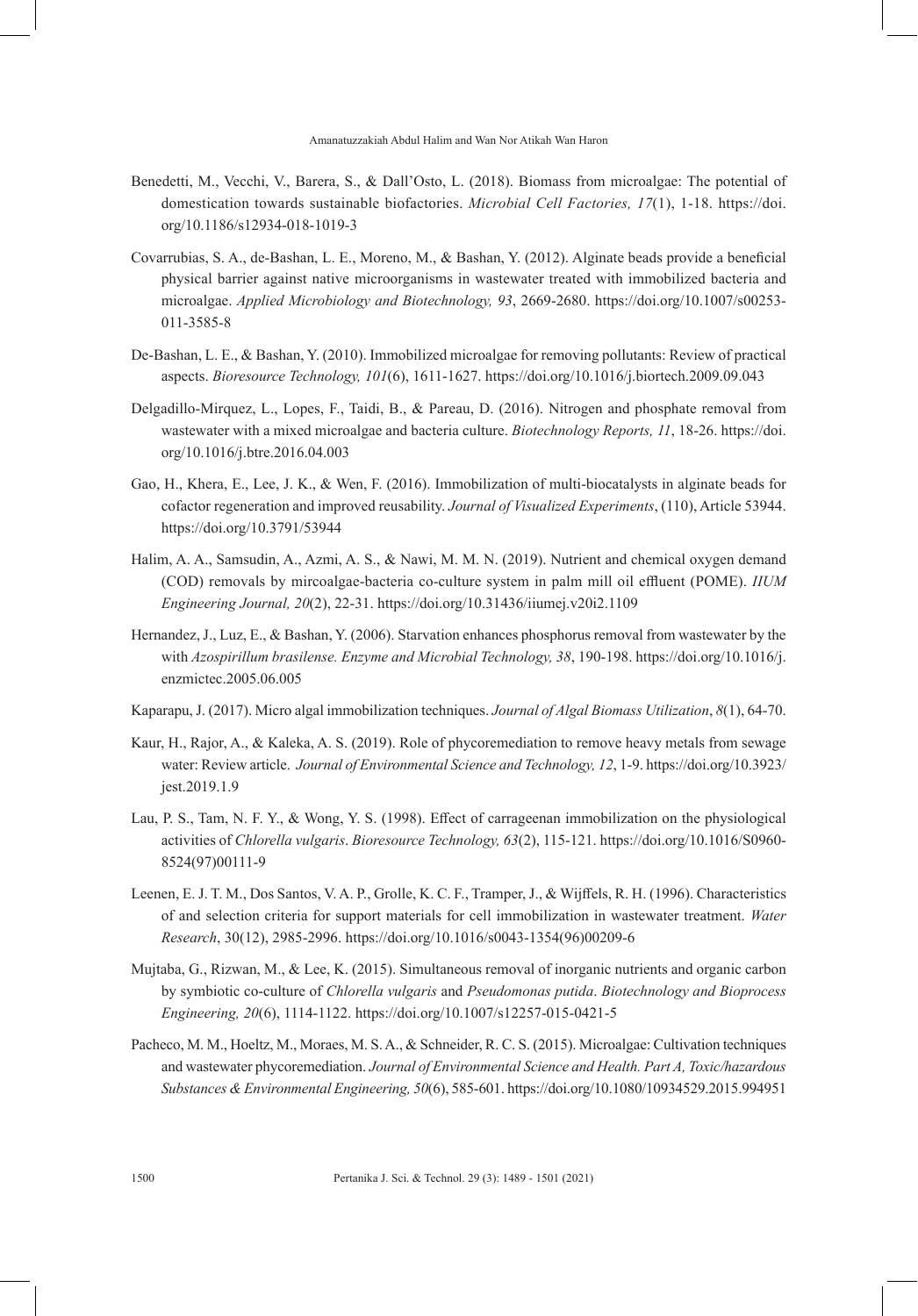Benedetti, M., Vecchi, V., Barera, S., & Dall'Osto, L. (2018). Biomass from microalgae: The potential of domestication towards sustainable biofactories. *Microbial Cell Factories, 17*(1), 1-18. https://doi.org/10.1186/s12934-018-1019-3

Covarrubias, S. A., de-Bashan, L. E., Moreno, M., & Bashan, Y. (2012). Alginate beads provide a beneficial physical barrier against native microorganisms in wastewater treated with immobilized bacteria and microalgae. *Applied Microbiology and Biotechnology, 93*, 2669-2680. https://doi.org/10.1007/s00253-011-3585-8

De-Bashan, L. E., & Bashan, Y. (2010). Immobilized microalgae for removing pollutants: Review of practical aspects. *Bioresource Technology, 101*(6), 1611-1627. https://doi.org/10.1016/j.biortech.2009.09.043

Delgadillo-Mirquez, L., Lopes, F., Taidi, B., & Pareau, D. (2016). Nitrogen and phosphate removal from wastewater with a mixed microalgae and bacteria culture. *Biotechnology Reports, 11*, 18-26. https://doi.org/10.1016/j.btre.2016.04.003

Gao, H., Khera, E., Lee, J. K., & Wen, F. (2016). Immobilization of multi-biocatalysts in alginate beads for cofactor regeneration and improved reusability. *Journal of Visualized Experiments*, (110), Article 53944. https://doi.org/10.3791/53944

Halim, A. A., Samsudin, A., Azmi, A. S., & Nawi, M. M. N. (2019). Nutrient and chemical oxygen demand (COD) removals by mircoalgae-bacteria co-culture system in palm mill oil effluent (POME). *IIUM Engineering Journal, 20*(2), 22-31. https://doi.org/10.31436/iiumej.v20i2.1109

Hernandez, J., Luz, E., & Bashan, Y. (2006). Starvation enhances phosphorus removal from wastewater by the with *Azospirillum brasilense. Enzyme and Microbial Technology, 38*, 190-198. https://doi.org/10.1016/j.enzmictec.2005.06.005

Kaparapu, J. (2017). Micro algal immobilization techniques. *Journal of Algal Biomass Utilization*, *8*(1), 64-70.

Kaur, H., Rajor, A., & Kaleka, A. S. (2019). Role of phycoremediation to remove heavy metals from sewage water: Review article. *Journal of Environmental Science and Technology, 12*, 1-9. https://doi.org/10.3923/jest.2019.1.9

Lau, P. S., Tam, N. F. Y., & Wong, Y. S. (1998). Effect of carrageenan immobilization on the physiological activities of *Chlorella vulgaris*. *Bioresource Technology, 63*(2), 115-121. https://doi.org/10.1016/S0960-8524(97)00111-9

Leenen, E. J. T. M., Dos Santos, V. A. P., Grolle, K. C. F., Tramper, J., & Wijffels, R. H. (1996). Characteristics of and selection criteria for support materials for cell immobilization in wastewater treatment. *Water Research*, 30(12), 2985-2996. https://doi.org/10.1016/s0043-1354(96)00209-6

Mujtaba, G., Rizwan, M., & Lee, K. (2015). Simultaneous removal of inorganic nutrients and organic carbon by symbiotic co-culture of *Chlorella vulgaris* and *Pseudomonas putida*. *Biotechnology and Bioprocess Engineering, 20*(6), 1114-1122. https://doi.org/10.1007/s12257-015-0421-5

Pacheco, M. M., Hoeltz, M., Moraes, M. S. A., & Schneider, R. C. S. (2015). Microalgae: Cultivation techniques and wastewater phycoremediation. *Journal of Environmental Science and Health. Part A, Toxic/hazardous Substances & Environmental Engineering, 50*(6), 585-601. https://doi.org/10.1080/10934529.2015.994951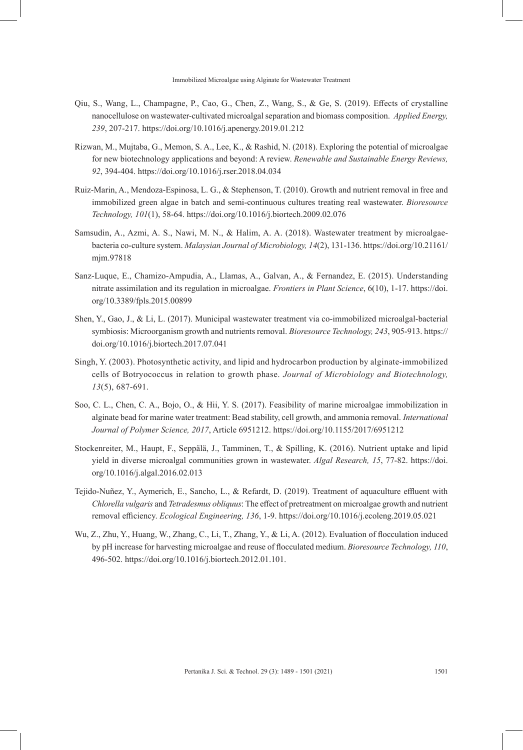Qiu, S., Wang, L., Champagne, P., Cao, G., Chen, Z., Wang, S., & Ge, S. (2019). Effects of crystalline nanocellulose on wastewater-cultivated microalgal separation and biomass composition. *Applied Energy, 239*, 207-217. https://doi.org/10.1016/j.apenergy.2019.01.212

Rizwan, M., Mujtaba, G., Memon, S. A., Lee, K., & Rashid, N. (2018). Exploring the potential of microalgae for new biotechnology applications and beyond: A review. *Renewable and Sustainable Energy Reviews, 92*, 394-404. https://doi.org/10.1016/j.rser.2018.04.034

Ruiz-Marin, A., Mendoza-Espinosa, L. G., & Stephenson, T. (2010). Growth and nutrient removal in free and immobilized green algae in batch and semi-continuous cultures treating real wastewater. *Bioresource Technology, 101*(1), 58-64. https://doi.org/10.1016/j.biortech.2009.02.076

Samsudin, A., Azmi, A. S., Nawi, M. N., & Halim, A. A. (2018). Wastewater treatment by microalgae-bacteria co-culture system. *Malaysian Journal of Microbiology, 14*(2), 131-136. https://doi.org/10.21161/mjm.97818

Sanz-Luque, E., Chamizo-Ampudia, A., Llamas, A., Galvan, A., & Fernandez, E. (2015). Understanding nitrate assimilation and its regulation in microalgae. *Frontiers in Plant Science*, 6(10), 1-17. https://doi.org/10.3389/fpls.2015.00899

Shen, Y., Gao, J., & Li, L. (2017). Municipal wastewater treatment via co-immobilized microalgal-bacterial symbiosis: Microorganism growth and nutrients removal. *Bioresource Technology, 243*, 905-913. https://doi.org/10.1016/j.biortech.2017.07.041

Singh, Y. (2003). Photosynthetic activity, and lipid and hydrocarbon production by alginate-immobilized cells of Botryococcus in relation to growth phase. *Journal of Microbiology and Biotechnology, 13*(5), 687-691.

Soo, C. L., Chen, C. A., Bojo, O., & Hii, Y. S. (2017). Feasibility of marine microalgae immobilization in alginate bead for marine water treatment: Bead stability, cell growth, and ammonia removal. *International Journal of Polymer Science, 2017*, Article 6951212. https://doi.org/10.1155/2017/6951212

Stockenreiter, M., Haupt, F., Seppälä, J., Tamminen, T., & Spilling, K. (2016). Nutrient uptake and lipid yield in diverse microalgal communities grown in wastewater. *Algal Research, 15*, 77-82. https://doi.org/10.1016/j.algal.2016.02.013

Tejido-Nuñez, Y., Aymerich, E., Sancho, L., & Refardt, D. (2019). Treatment of aquaculture effluent with *Chlorella vulgaris* and *Tetradesmus obliquus*: The effect of pretreatment on microalgae growth and nutrient removal efficiency. *Ecological Engineering, 136*, 1-9. https://doi.org/10.1016/j.ecoleng.2019.05.021

Wu, Z., Zhu, Y., Huang, W., Zhang, C., Li, T., Zhang, Y., & Li, A. (2012). Evaluation of flocculation induced by pH increase for harvesting microalgae and reuse of flocculated medium. *Bioresource Technology, 110*, 496-502. https://doi.org/10.1016/j.biortech.2012.01.101.